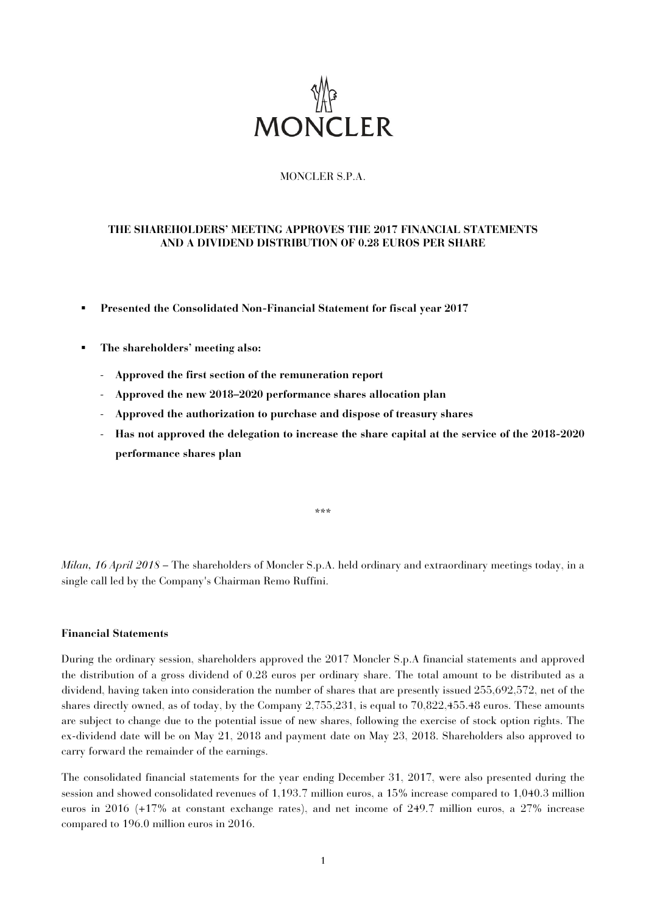MONCLER

MONCLER S.P.A.

# THE SHAREHOLDERS' MEETING APPROVES THE 2017 FINANCIAL STATEMENTS AND A DIVIDEND DISTRIBUTION OF 0.28 EUROS PER SHARE

- **Presented the Consolidated Non-Financial Statement for fiscal year 2017**
- **The shareholders' meeting also:**
  - **Approved the first section of the remuneration report**
  - **Approved the new 2018–2020 performance shares allocation plan**
  - **Approved the authorization to purchase and dispose of treasury shares**
  - **Has not approved the delegation to increase the share capital at the service of the 2018-2020 performance shares plan**

***

*Milan, 16 April 2018* – The shareholders of Moncler S.p.A. held ordinary and extraordinary meetings today, in a single call led by the Company's Chairman Remo Ruffini.

**Financial Statements**

During the ordinary session, shareholders approved the 2017 Moncler S.p.A financial statements and approved the distribution of a gross dividend of 0.28 euros per ordinary share. The total amount to be distributed as a dividend, having taken into consideration the number of shares that are presently issued 255,692,572, net of the shares directly owned, as of today, by the Company 2,755,231, is equal to 70,822,455.48 euros. These amounts are subject to change due to the potential issue of new shares, following the exercise of stock option rights. The ex-dividend date will be on May 21, 2018 and payment date on May 23, 2018. Shareholders also approved to carry forward the remainder of the earnings.

The consolidated financial statements for the year ending December 31, 2017, were also presented during the session and showed consolidated revenues of 1,193.7 million euros, a 15% increase compared to 1,040.3 million euros in 2016 (+17% at constant exchange rates), and net income of 249.7 million euros, a 27% increase compared to 196.0 million euros in 2016.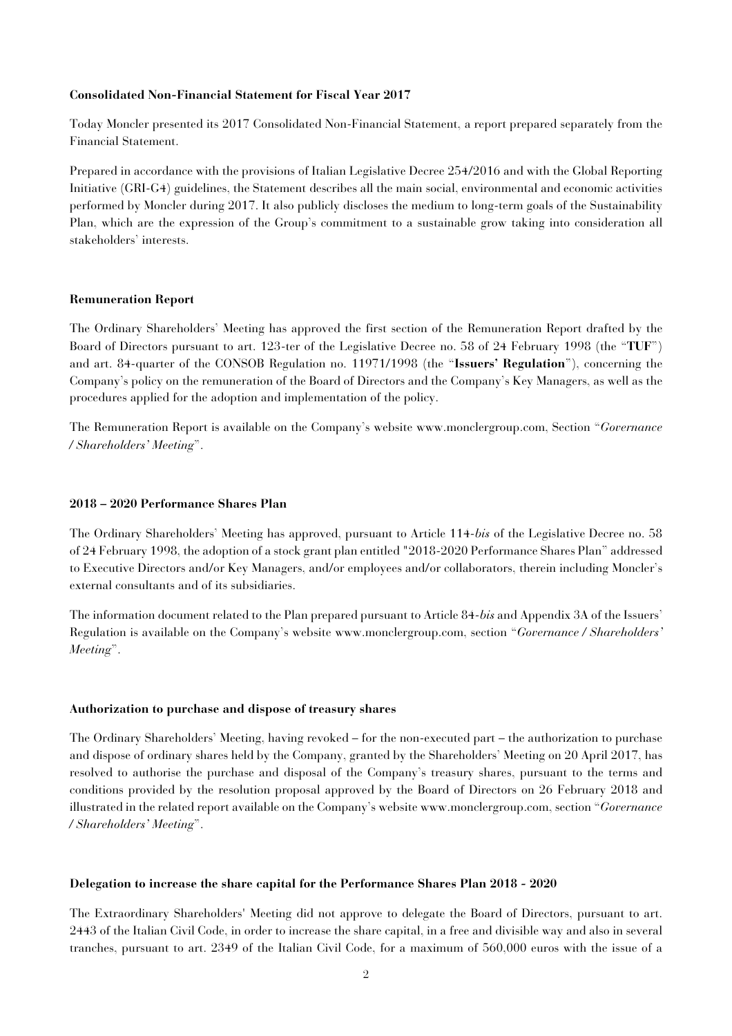**Consolidated Non-Financial Statement for Fiscal Year 2017**

Today Moncler presented its 2017 Consolidated Non-Financial Statement, a report prepared separately from the Financial Statement.

Prepared in accordance with the provisions of Italian Legislative Decree 254/2016 and with the Global Reporting Initiative (GRI-G4) guidelines, the Statement describes all the main social, environmental and economic activities performed by Moncler during 2017. It also publicly discloses the medium to long-term goals of the Sustainability Plan, which are the expression of the Group's commitment to a sustainable grow taking into consideration all stakeholders' interests.

**Remuneration Report**

The Ordinary Shareholders' Meeting has approved the first section of the Remuneration Report drafted by the Board of Directors pursuant to art. 123-ter of the Legislative Decree no. 58 of 24 February 1998 (the "**TUF**") and art. 84-quarter of the CONSOB Regulation no. 11971/1998 (the "**Issuers' Regulation**"), concerning the Company's policy on the remuneration of the Board of Directors and the Company's Key Managers, as well as the procedures applied for the adoption and implementation of the policy.

The Remuneration Report is available on the Company's website www.monclergroup.com, Section "*Governance / Shareholders' Meeting*".

**2018 – 2020 Performance Shares Plan**

The Ordinary Shareholders' Meeting has approved, pursuant to Article 114-*bis* of the Legislative Decree no. 58 of 24 February 1998, the adoption of a stock grant plan entitled "2018-2020 Performance Shares Plan" addressed to Executive Directors and/or Key Managers, and/or employees and/or collaborators, therein including Moncler's external consultants and of its subsidiaries.

The information document related to the Plan prepared pursuant to Article 84-*bis* and Appendix 3A of the Issuers' Regulation is available on the Company's website www.monclergroup.com, section "*Governance / Shareholders' Meeting*".

**Authorization to purchase and dispose of treasury shares**

The Ordinary Shareholders' Meeting, having revoked – for the non-executed part – the authorization to purchase and dispose of ordinary shares held by the Company, granted by the Shareholders' Meeting on 20 April 2017, has resolved to authorise the purchase and disposal of the Company's treasury shares, pursuant to the terms and conditions provided by the resolution proposal approved by the Board of Directors on 26 February 2018 and illustrated in the related report available on the Company's website www.monclergroup.com, section "*Governance / Shareholders' Meeting*".

**Delegation to increase the share capital for the Performance Shares Plan 2018 - 2020**

The Extraordinary Shareholders' Meeting did not approve to delegate the Board of Directors, pursuant to art. 2443 of the Italian Civil Code, in order to increase the share capital, in a free and divisible way and also in several tranches, pursuant to art. 2349 of the Italian Civil Code, for a maximum of 560,000 euros with the issue of a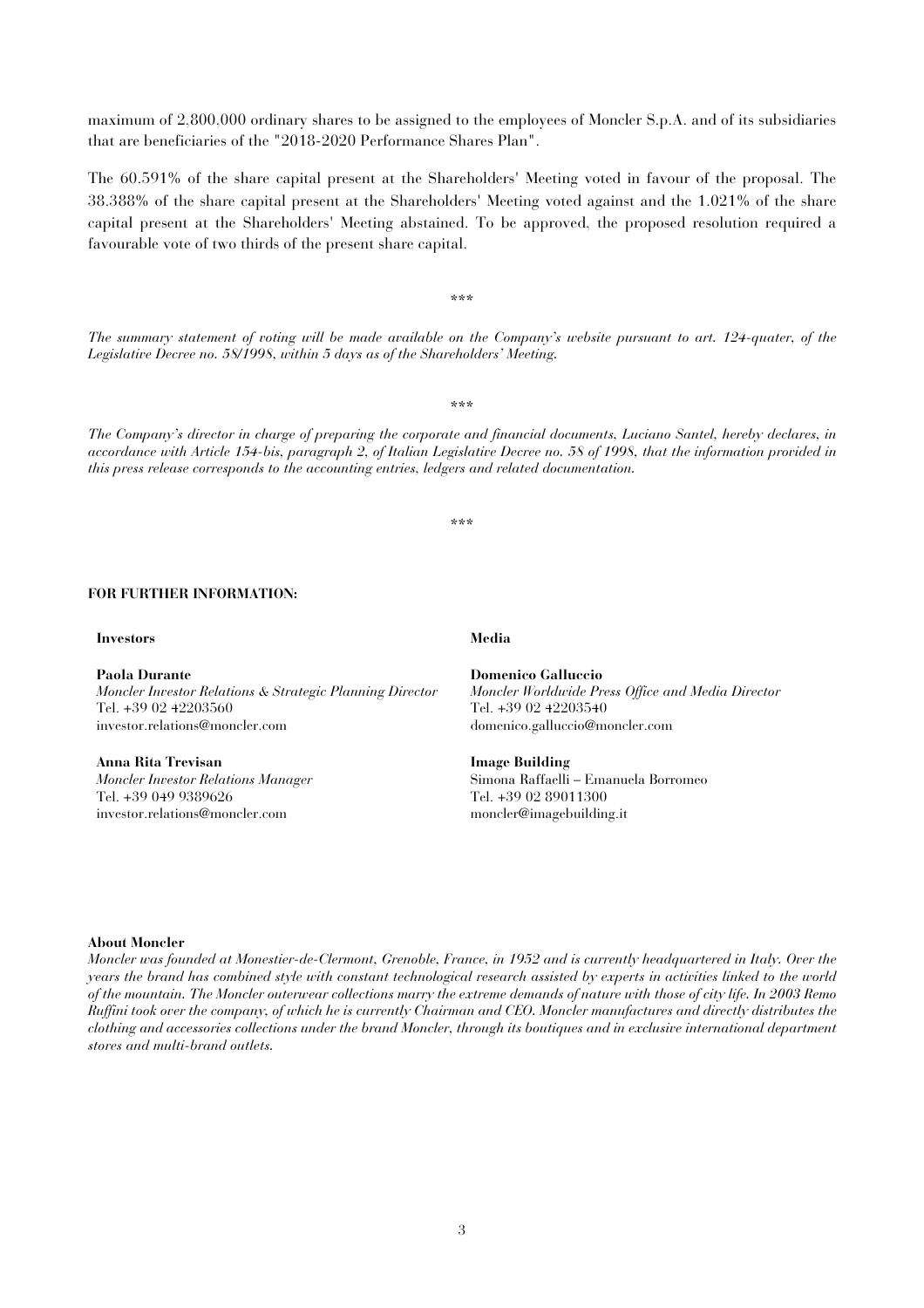maximum of 2,800,000 ordinary shares to be assigned to the employees of Moncler S.p.A. and of its subsidiaries that are beneficiaries of the "2018-2020 Performance Shares Plan".

The 60.591% of the share capital present at the Shareholders' Meeting voted in favour of the proposal. The 38.388% of the share capital present at the Shareholders' Meeting voted against and the 1.021% of the share capital present at the Shareholders' Meeting abstained. To be approved, the proposed resolution required a favourable vote of two thirds of the present share capital.

\*\*\*

*The summary statement of voting will be made available on the Company's website pursuant to art. 124-quater, of the Legislative Decree no. 58/1998, within 5 days as of the Shareholders' Meeting.*

\*\*\*

*The Company's director in charge of preparing the corporate and financial documents, Luciano Santel, hereby declares, in accordance with Article 154-bis, paragraph 2, of Italian Legislative Decree no. 58 of 1998, that the information provided in this press release corresponds to the accounting entries, ledgers and related documentation.*

\*\*\*

**FOR FURTHER INFORMATION:**

**Investors**

**Paola Durante**
*Moncler Investor Relations & Strategic Planning Director*
Tel. +39 02 42203560
investor.relations@moncler.com

**Anna Rita Trevisan**
*Moncler Investor Relations Manager*
Tel. +39 049 9389626
investor.relations@moncler.com

**Media**

**Domenico Galluccio**
*Moncler Worldwide Press Office and Media Director*
Tel. +39 02 42203540
domenico.galluccio@moncler.com

**Image Building**
Simona Raffaelli – Emanuela Borromeo
Tel. +39 02 89011300
moncler@imagebuilding.it

**About Moncler**
*Moncler was founded at Monestier-de-Clermont, Grenoble, France, in 1952 and is currently headquartered in Italy. Over the years the brand has combined style with constant technological research assisted by experts in activities linked to the world of the mountain. The Moncler outerwear collections marry the extreme demands of nature with those of city life. In 2003 Remo Ruffini took over the company, of which he is currently Chairman and CEO. Moncler manufactures and directly distributes the clothing and accessories collections under the brand Moncler, through its boutiques and in exclusive international department stores and multi-brand outlets.*